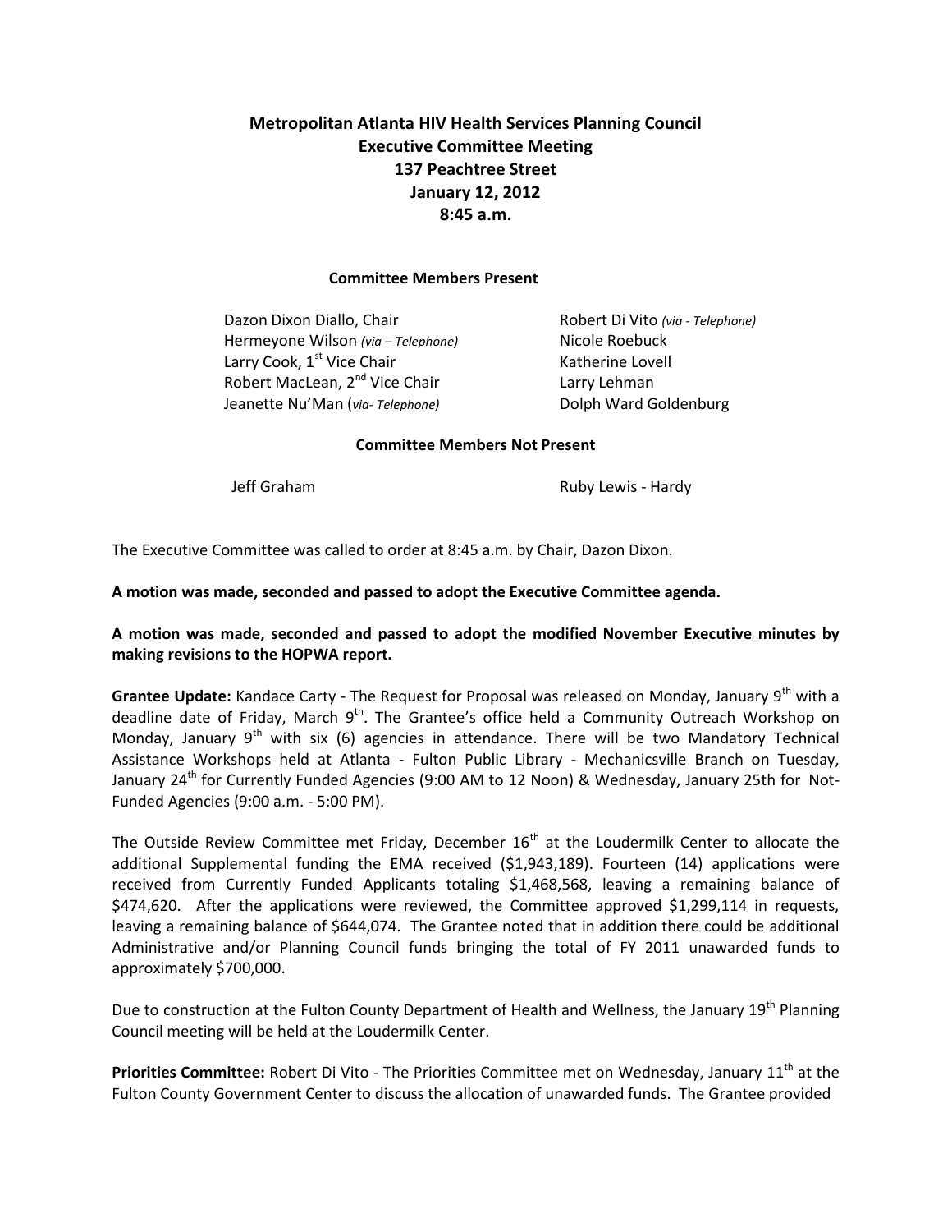# Metropolitan Atlanta HIV Health Services Planning Council
## Executive Committee Meeting
### 137 Peachtree Street
### January 12, 2012
### 8:45 a.m.

**Committee Members Present**

Dazon Dixon Diallo, Chair
Hermeyone Wilson *(via – Telephone)*
Larry Cook, 1st Vice Chair
Robert MacLean, 2nd Vice Chair
Jeanette Nu'Man (*via- Telephone)*
Robert Di Vito *(via - Telephone)*
Nicole Roebuck
Katherine Lovell
Larry Lehman
Dolph Ward Goldenburg

**Committee Members Not Present**

Jeff Graham
Ruby Lewis - Hardy

The Executive Committee was called to order at 8:45 a.m. by Chair, Dazon Dixon.

**A motion was made, seconded and passed to adopt the Executive Committee agenda.**

**A motion was made, seconded and passed to adopt the modified November Executive minutes by making revisions to the HOPWA report.**

**Grantee Update:** Kandace Carty - The Request for Proposal was released on Monday, January 9th with a deadline date of Friday, March 9th. The Grantee's office held a Community Outreach Workshop on Monday, January 9th with six (6) agencies in attendance. There will be two Mandatory Technical Assistance Workshops held at Atlanta - Fulton Public Library - Mechanicsville Branch on Tuesday, January 24th for Currently Funded Agencies (9:00 AM to 12 Noon) & Wednesday, January 25th for Not-Funded Agencies (9:00 a.m. - 5:00 PM).

The Outside Review Committee met Friday, December 16th at the Loudermilk Center to allocate the additional Supplemental funding the EMA received ($1,943,189). Fourteen (14) applications were received from Currently Funded Applicants totaling $1,468,568, leaving a remaining balance of $474,620. After the applications were reviewed, the Committee approved $1,299,114 in requests, leaving a remaining balance of $644,074. The Grantee noted that in addition there could be additional Administrative and/or Planning Council funds bringing the total of FY 2011 unawarded funds to approximately $700,000.

Due to construction at the Fulton County Department of Health and Wellness, the January 19th Planning Council meeting will be held at the Loudermilk Center.

**Priorities Committee:** Robert Di Vito - The Priorities Committee met on Wednesday, January 11th at the Fulton County Government Center to discuss the allocation of unawarded funds. The Grantee provided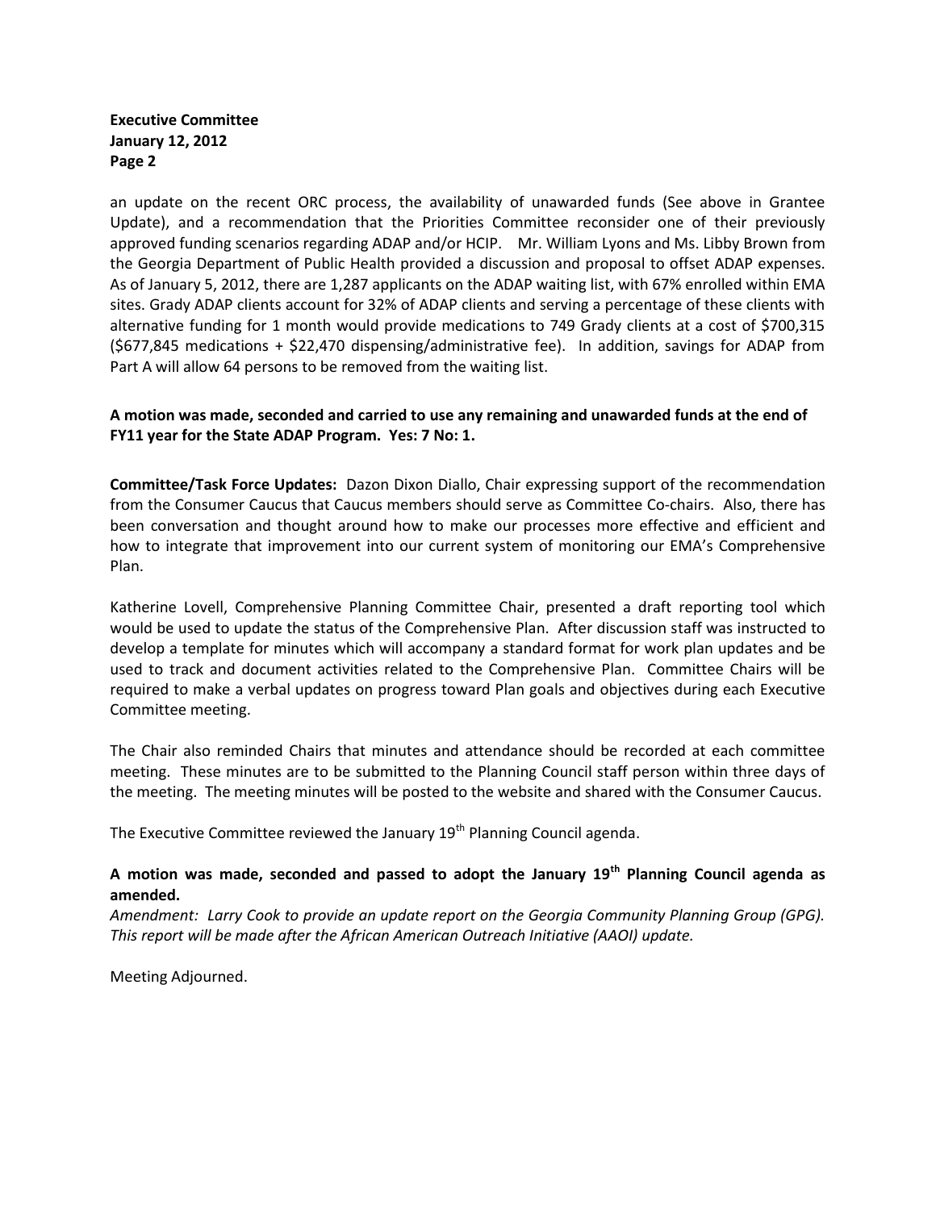an update on the recent ORC process, the availability of unawarded funds (See above in Grantee Update), and a recommendation that the Priorities Committee reconsider one of their previously approved funding scenarios regarding ADAP and/or HCIP. Mr. William Lyons and Ms. Libby Brown from the Georgia Department of Public Health provided a discussion and proposal to offset ADAP expenses. As of January 5, 2012, there are 1,287 applicants on the ADAP waiting list, with 67% enrolled within EMA sites. Grady ADAP clients account for 32% of ADAP clients and serving a percentage of these clients with alternative funding for 1 month would provide medications to 749 Grady clients at a cost of $700,315 ($677,845 medications + $22,470 dispensing/administrative fee). In addition, savings for ADAP from Part A will allow 64 persons to be removed from the waiting list.

**A motion was made, seconded and carried to use any remaining and unawarded funds at the end of FY11 year for the State ADAP Program. Yes: 7 No: 1.**

**Committee/Task Force Updates:** Dazon Dixon Diallo, Chair expressing support of the recommendation from the Consumer Caucus that Caucus members should serve as Committee Co-chairs. Also, there has been conversation and thought around how to make our processes more effective and efficient and how to integrate that improvement into our current system of monitoring our EMA's Comprehensive Plan.

Katherine Lovell, Comprehensive Planning Committee Chair, presented a draft reporting tool which would be used to update the status of the Comprehensive Plan. After discussion staff was instructed to develop a template for minutes which will accompany a standard format for work plan updates and be used to track and document activities related to the Comprehensive Plan. Committee Chairs will be required to make a verbal updates on progress toward Plan goals and objectives during each Executive Committee meeting.

The Chair also reminded Chairs that minutes and attendance should be recorded at each committee meeting. These minutes are to be submitted to the Planning Council staff person within three days of the meeting. The meeting minutes will be posted to the website and shared with the Consumer Caucus.

The Executive Committee reviewed the January 19th Planning Council agenda.

**A motion was made, seconded and passed to adopt the January 19th Planning Council agenda as amended.**

*Amendment: Larry Cook to provide an update report on the Georgia Community Planning Group (GPG). This report will be made after the African American Outreach Initiative (AAOI) update.*

Meeting Adjourned.